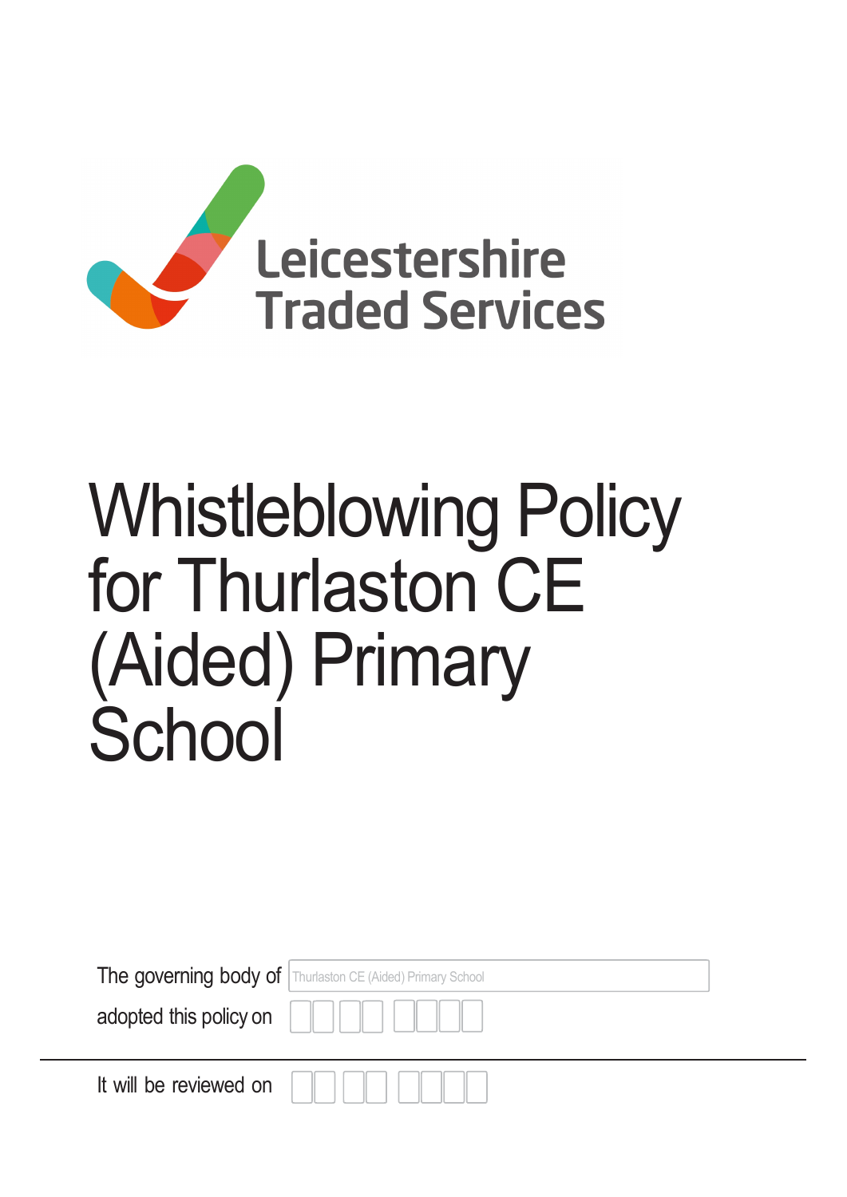Leicestershire Traded Services

# Whistleblowing Policy for Thurlaston CE (Aided) Primary School

The governing body of Thurlaston CE (Aided) Primary School

adopted this policy on

---

It will be reviewed on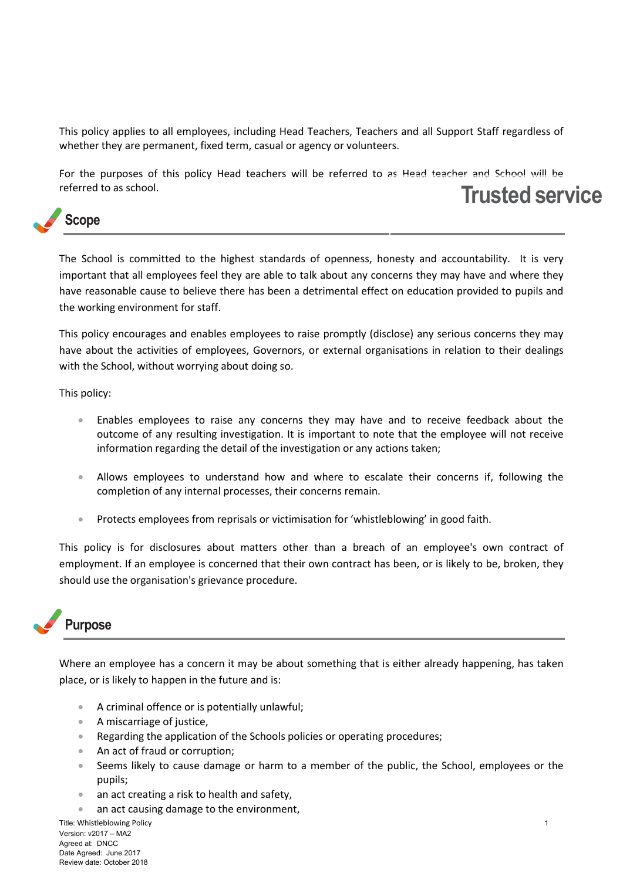This policy applies to all employees, including Head Teachers, Teachers and all Support Staff regardless of whether they are permanent, fixed term, casual or agency or volunteers.

For the purposes of this policy Head teachers will be referred to as Head teacher and School will be referred to as school.

Trusted service

## Scope

The School is committed to the highest standards of openness, honesty and accountability. It is very important that all employees feel they are able to talk about any concerns they may have and where they have reasonable cause to believe there has been a detrimental effect on education provided to pupils and the working environment for staff.

This policy encourages and enables employees to raise promptly (disclose) any serious concerns they may have about the activities of employees, Governors, or external organisations in relation to their dealings with the School, without worrying about doing so.

This policy:

- Enables employees to raise any concerns they may have and to receive feedback about the outcome of any resulting investigation. It is important to note that the employee will not receive information regarding the detail of the investigation or any actions taken;
- Allows employees to understand how and where to escalate their concerns if, following the completion of any internal processes, their concerns remain.
- Protects employees from reprisals or victimisation for 'whistleblowing' in good faith.

This policy is for disclosures about matters other than a breach of an employee's own contract of employment. If an employee is concerned that their own contract has been, or is likely to be, broken, they should use the organisation's grievance procedure.

## Purpose

Where an employee has a concern it may be about something that is either already happening, has taken place, or is likely to happen in the future and is:

- A criminal offence or is potentially unlawful;
- A miscarriage of justice,
- Regarding the application of the Schools policies or operating procedures;
- An act of fraud or corruption;
- Seems likely to cause damage or harm to a member of the public, the School, employees or the pupils;
- an act creating a risk to health and safety,
- an act causing damage to the environment,

Title: Whistleblowing Policy
Version: v2017 – MA2
Agreed at: DNCC
Date Agreed: June 2017
Review date: October 2018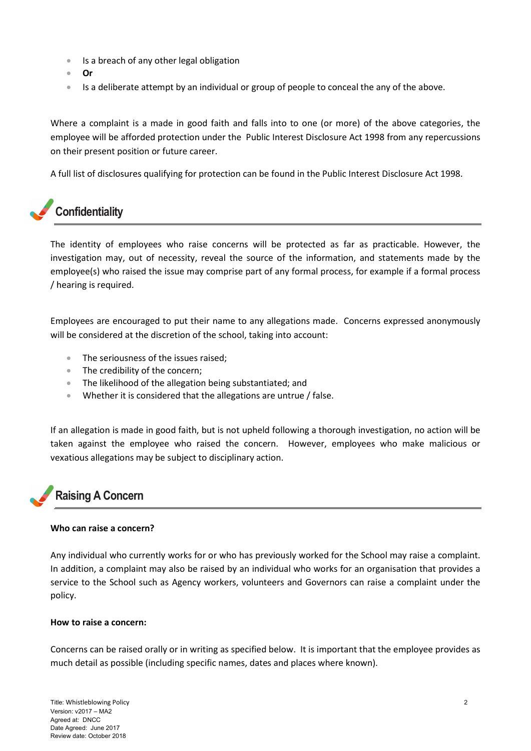- Is a breach of any other legal obligation
- **Or**
- Is a deliberate attempt by an individual or group of people to conceal the any of the above.

Where a complaint is a made in good faith and falls into to one (or more) of the above categories, the employee will be afforded protection under the Public Interest Disclosure Act 1998 from any repercussions on their present position or future career.

A full list of disclosures qualifying for protection can be found in the Public Interest Disclosure Act 1998.

## Confidentiality

The identity of employees who raise concerns will be protected as far as practicable. However, the investigation may, out of necessity, reveal the source of the information, and statements made by the employee(s) who raised the issue may comprise part of any formal process, for example if a formal process / hearing is required.

Employees are encouraged to put their name to any allegations made. Concerns expressed anonymously will be considered at the discretion of the school, taking into account:

- The seriousness of the issues raised;
- The credibility of the concern;
- The likelihood of the allegation being substantiated; and
- Whether it is considered that the allegations are untrue / false.

If an allegation is made in good faith, but is not upheld following a thorough investigation, no action will be taken against the employee who raised the concern. However, employees who make malicious or vexatious allegations may be subject to disciplinary action.

## Raising A Concern

**Who can raise a concern?**

Any individual who currently works for or who has previously worked for the School may raise a complaint. In addition, a complaint may also be raised by an individual who works for an organisation that provides a service to the School such as Agency workers, volunteers and Governors can raise a complaint under the policy.

**How to raise a concern:**

Concerns can be raised orally or in writing as specified below. It is important that the employee provides as much detail as possible (including specific names, dates and places where known).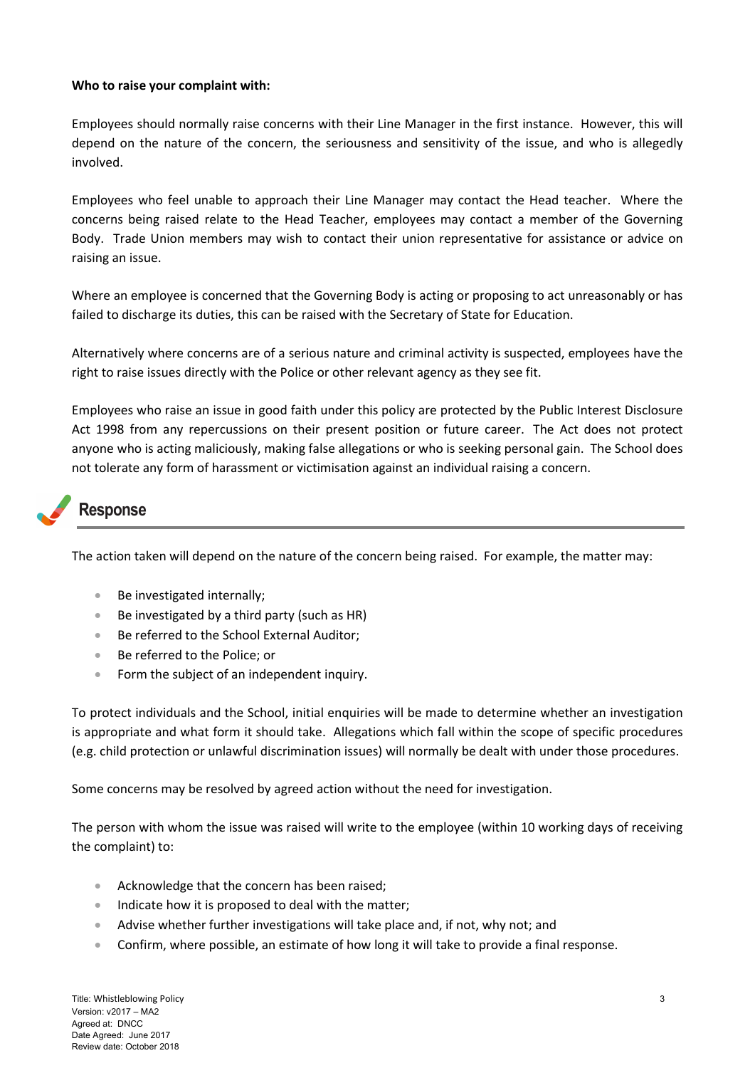**Who to raise your complaint with:**

Employees should normally raise concerns with their Line Manager in the first instance. However, this will depend on the nature of the concern, the seriousness and sensitivity of the issue, and who is allegedly involved.

Employees who feel unable to approach their Line Manager may contact the Head teacher. Where the concerns being raised relate to the Head Teacher, employees may contact a member of the Governing Body. Trade Union members may wish to contact their union representative for assistance or advice on raising an issue.

Where an employee is concerned that the Governing Body is acting or proposing to act unreasonably or has failed to discharge its duties, this can be raised with the Secretary of State for Education.

Alternatively where concerns are of a serious nature and criminal activity is suspected, employees have the right to raise issues directly with the Police or other relevant agency as they see fit.

Employees who raise an issue in good faith under this policy are protected by the Public Interest Disclosure Act 1998 from any repercussions on their present position or future career. The Act does not protect anyone who is acting maliciously, making false allegations or who is seeking personal gain. The School does not tolerate any form of harassment or victimisation against an individual raising a concern.

## Response

The action taken will depend on the nature of the concern being raised. For example, the matter may:

- Be investigated internally;
- Be investigated by a third party (such as HR)
- Be referred to the School External Auditor;
- Be referred to the Police; or
- Form the subject of an independent inquiry.

To protect individuals and the School, initial enquiries will be made to determine whether an investigation is appropriate and what form it should take. Allegations which fall within the scope of specific procedures (e.g. child protection or unlawful discrimination issues) will normally be dealt with under those procedures.

Some concerns may be resolved by agreed action without the need for investigation.

The person with whom the issue was raised will write to the employee (within 10 working days of receiving the complaint) to:

- Acknowledge that the concern has been raised;
- Indicate how it is proposed to deal with the matter;
- Advise whether further investigations will take place and, if not, why not; and
- Confirm, where possible, an estimate of how long it will take to provide a final response.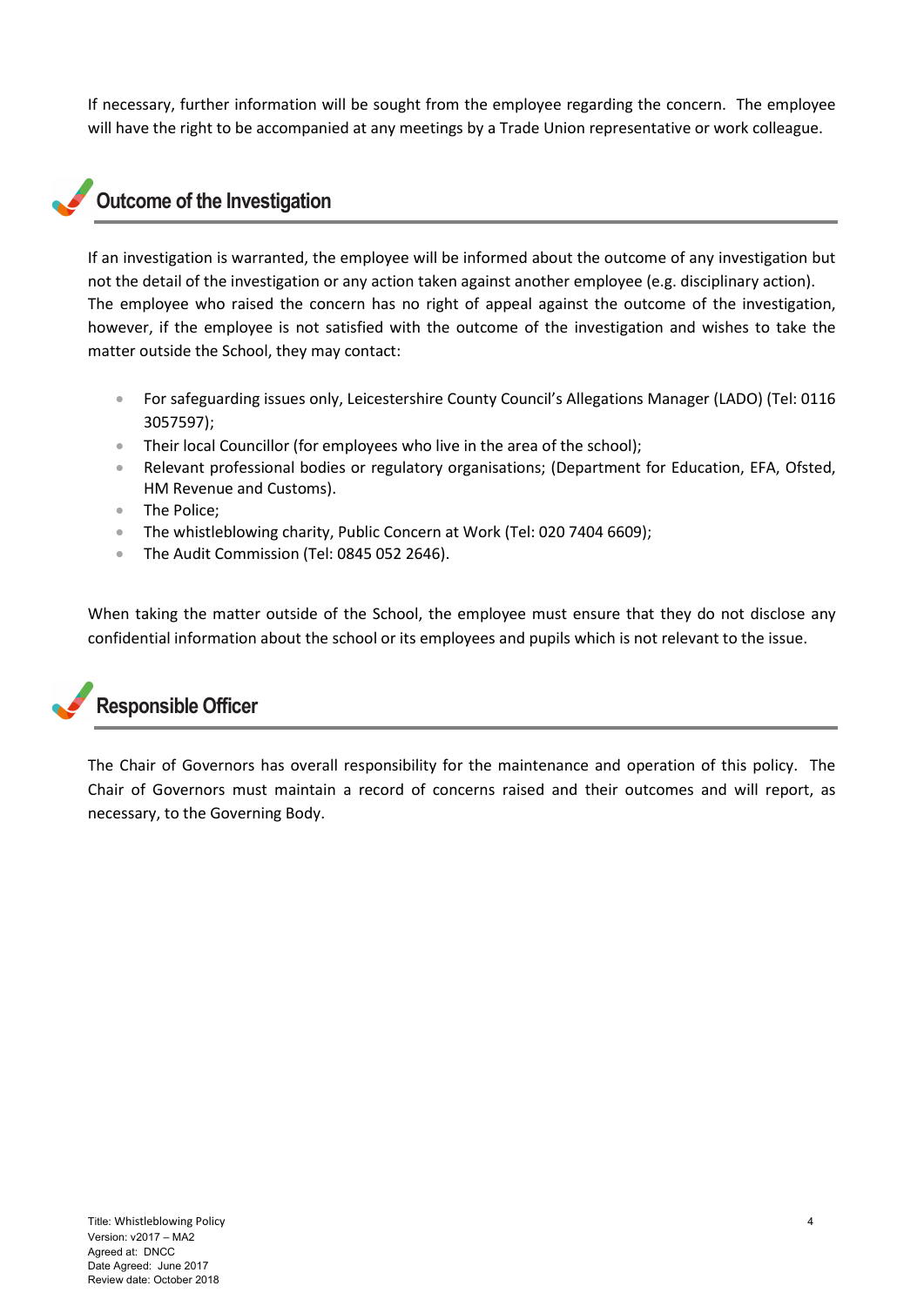If necessary, further information will be sought from the employee regarding the concern. The employee will have the right to be accompanied at any meetings by a Trade Union representative or work colleague.

## Outcome of the Investigation

If an investigation is warranted, the employee will be informed about the outcome of any investigation but not the detail of the investigation or any action taken against another employee (e.g. disciplinary action). The employee who raised the concern has no right of appeal against the outcome of the investigation, however, if the employee is not satisfied with the outcome of the investigation and wishes to take the matter outside the School, they may contact:

- For safeguarding issues only, Leicestershire County Council's Allegations Manager (LADO) (Tel: 0116 3057597);
- Their local Councillor (for employees who live in the area of the school);
- Relevant professional bodies or regulatory organisations; (Department for Education, EFA, Ofsted, HM Revenue and Customs).
- The Police;
- The whistleblowing charity, Public Concern at Work (Tel: 020 7404 6609);
- The Audit Commission (Tel: 0845 052 2646).

When taking the matter outside of the School, the employee must ensure that they do not disclose any confidential information about the school or its employees and pupils which is not relevant to the issue.

## Responsible Officer

The Chair of Governors has overall responsibility for the maintenance and operation of this policy. The Chair of Governors must maintain a record of concerns raised and their outcomes and will report, as necessary, to the Governing Body.

Title: Whistleblowing Policy
Version: v2017 – MA2
Agreed at: DNCC
Date Agreed: June 2017
Review date: October 2018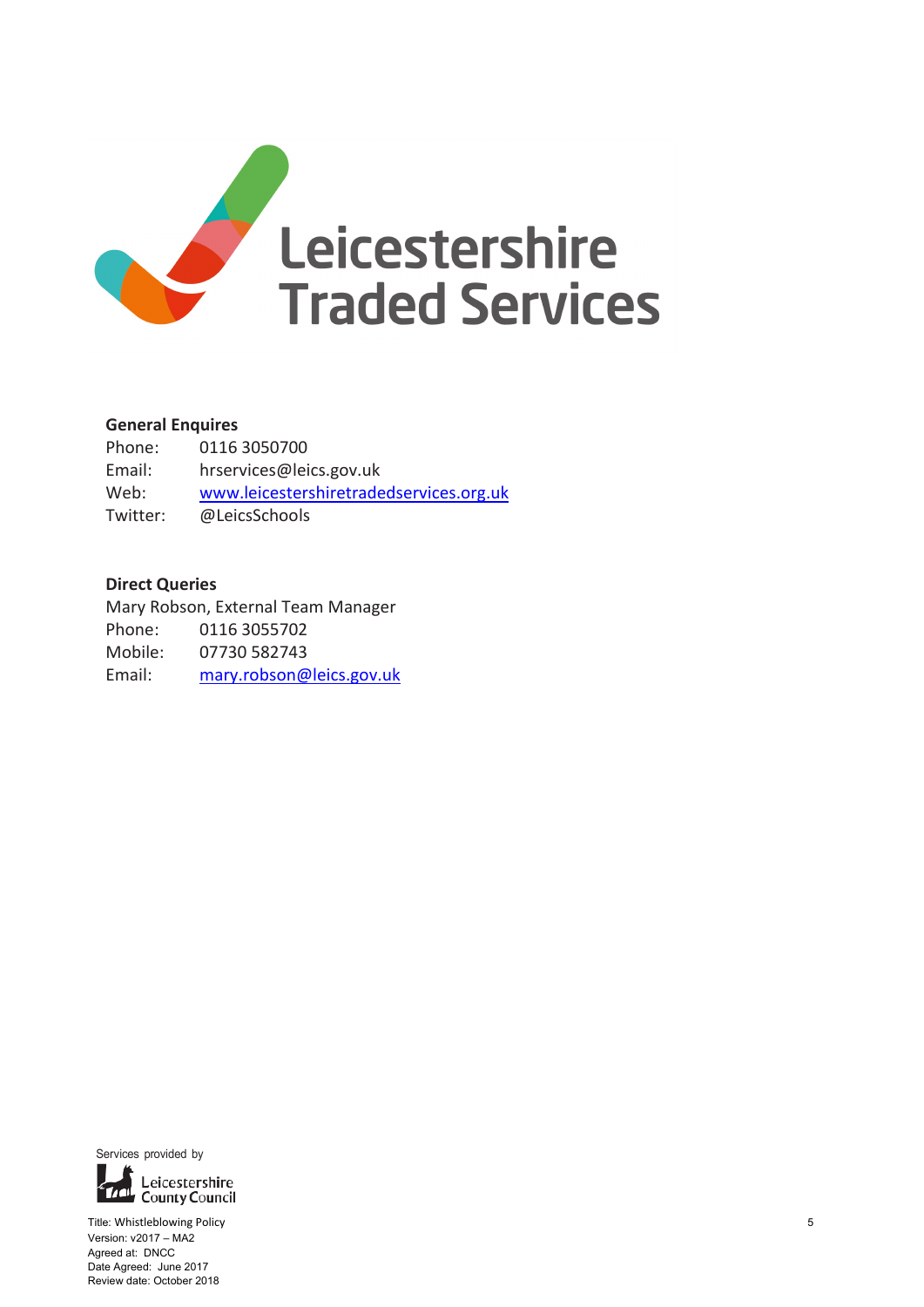Leicestershire Traded Services

**General Enquires**

Phone: 0116 3050700
Email: hrservices@leics.gov.uk
Web: www.leicestershiretradedservices.org.uk
Twitter: @LeicsSchools

**Direct Queries**

Mary Robson, External Team Manager
Phone: 0116 3055702
Mobile: 07730 582743
Email: mary.robson@leics.gov.uk

Services provided by Leicestershire County Council

Title: Whistleblowing Policy
Version: v2017 – MA2
Agreed at: DNCC
Date Agreed: June 2017
Review date: October 2018